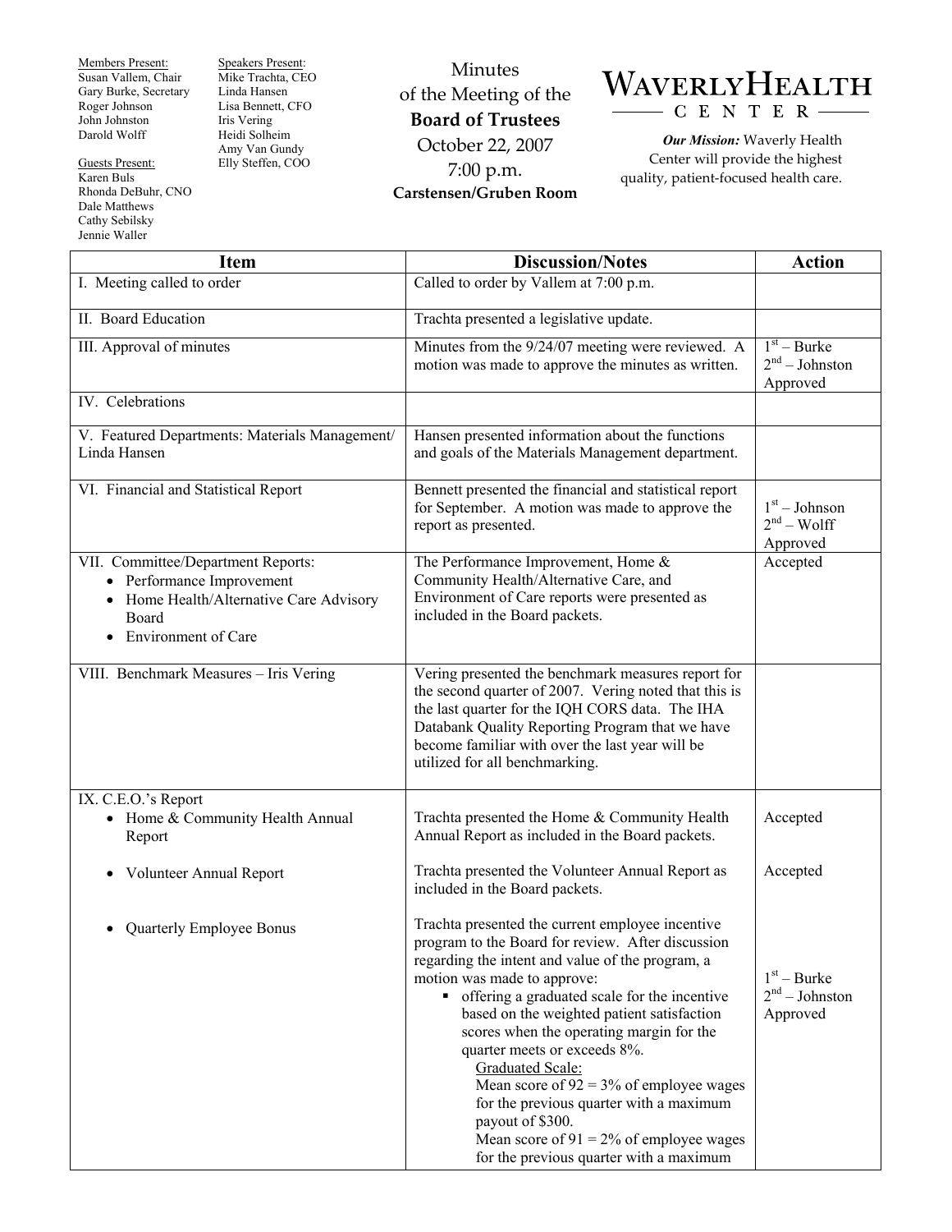**Members Present:**
Susan Vallem, Chair
Gary Burke, Secretary
Roger Johnson
John Johnston
Darold Wolff

**Guests Present:**
Karen Buls
Rhonda DeBuhr, CNO
Dale Matthews
Cathy Sebilsky
Jennie Waller

**Speakers Present:**
Mike Trachta, CEO
Linda Hansen
Lisa Bennett, CFO
Iris Vering
Heidi Solheim
Amy Van Gundy
Elly Steffen, COO

# Minutes of the Meeting of the Board of Trustees

October 22, 2007
7:00 p.m.
**Carstensen/Gruben Room**

**WAVERLY HEALTH CENTER**

***Our Mission:*** Waverly Health Center will provide the highest quality, patient-focused health care.

| Item | Discussion/Notes | Action |
|---|---|---|
| I. Meeting called to order | Called to order by Vallem at 7:00 p.m. | |
| II. Board Education | Trachta presented a legislative update. | |
| III. Approval of minutes | Minutes from the 9/24/07 meeting were reviewed. A motion was made to approve the minutes as written. | 1st – Burke<br>2nd – Johnston<br>Approved |
| IV. Celebrations | | |
| V. Featured Departments: Materials Management/ Linda Hansen | Hansen presented information about the functions and goals of the Materials Management department. | |
| VI. Financial and Statistical Report | Bennett presented the financial and statistical report for September. A motion was made to approve the report as presented. | 1st – Johnson<br>2nd – Wolff<br>Approved |
| VII. Committee/Department Reports:<br>• Performance Improvement<br>• Home Health/Alternative Care Advisory Board<br>• Environment of Care | The Performance Improvement, Home & Community Health/Alternative Care, and Environment of Care reports were presented as included in the Board packets. | Accepted |
| VIII. Benchmark Measures – Iris Vering | Vering presented the benchmark measures report for the second quarter of 2007. Vering noted that this is the last quarter for the IQH CORS data. The IHA Databank Quality Reporting Program that we have become familiar with over the last year will be utilized for all benchmarking. | |
| IX. C.E.O.'s Report | | |
| • Home & Community Health Annual Report | Trachta presented the Home & Community Health Annual Report as included in the Board packets. | Accepted |
| • Volunteer Annual Report | Trachta presented the Volunteer Annual Report as included in the Board packets. | Accepted |
| • Quarterly Employee Bonus | Trachta presented the current employee incentive program to the Board for review. After discussion regarding the intent and value of the program, a motion was made to approve:<br>▪ offering a graduated scale for the incentive based on the weighted patient satisfaction scores when the operating margin for the quarter meets or exceeds 8%.<br>Graduated Scale:<br>Mean score of 92 = 3% of employee wages for the previous quarter with a maximum payout of $300.<br>Mean score of 91 = 2% of employee wages for the previous quarter with a maximum | 1st – Burke<br>2nd – Johnston<br>Approved |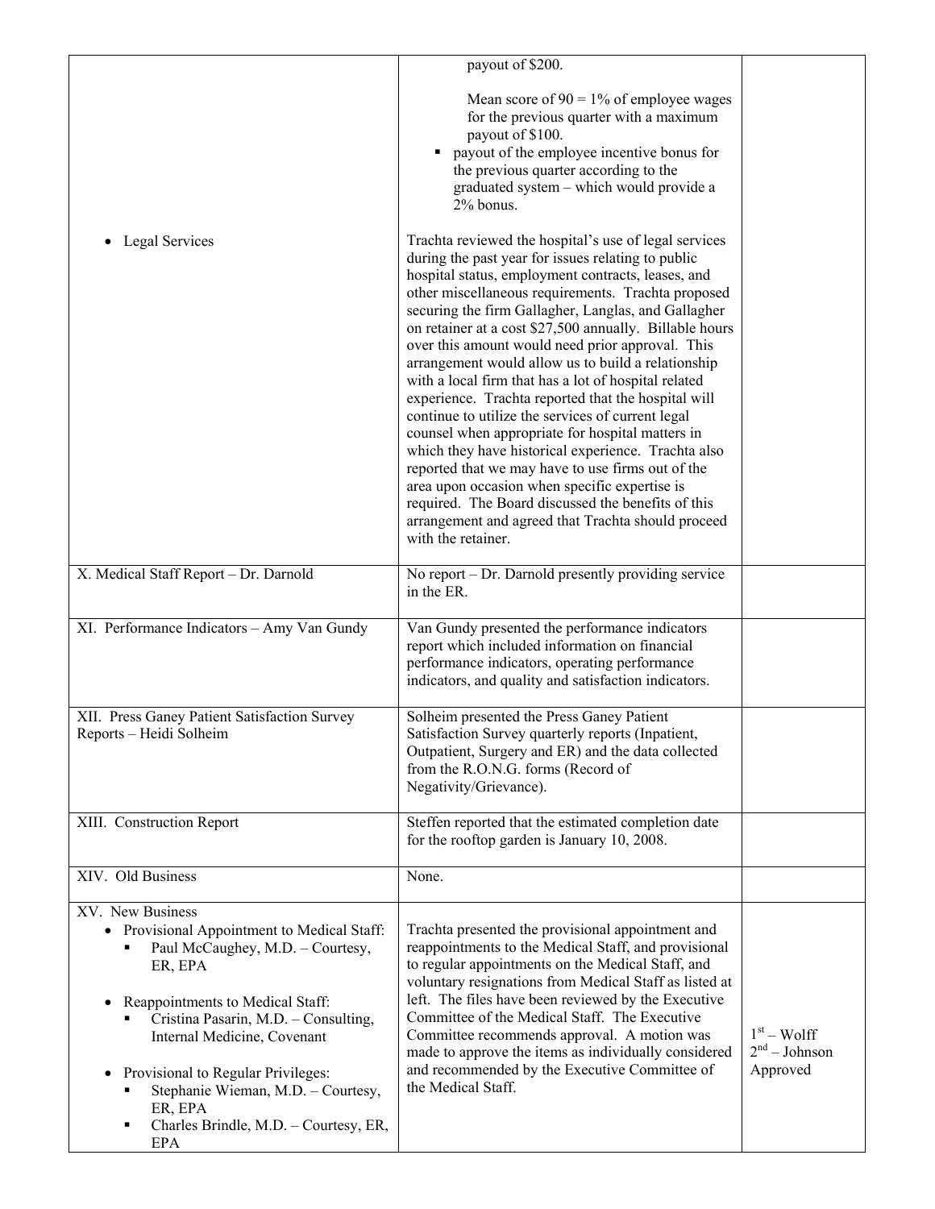| | | |
|---|---|---|
| | payout of $200.<br><br>Mean score of 90 = 1% of employee wages for the previous quarter with a maximum payout of $100.<br>▪ payout of the employee incentive bonus for the previous quarter according to the graduated system – which would provide a 2% bonus. | |
| • Legal Services | Trachta reviewed the hospital's use of legal services during the past year for issues relating to public hospital status, employment contracts, leases, and other miscellaneous requirements. Trachta proposed securing the firm Gallagher, Langlas, and Gallagher on retainer at a cost $27,500 annually. Billable hours over this amount would need prior approval. This arrangement would allow us to build a relationship with a local firm that has a lot of hospital related experience. Trachta reported that the hospital will continue to utilize the services of current legal counsel when appropriate for hospital matters in which they have historical experience. Trachta also reported that we may have to use firms out of the area upon occasion when specific expertise is required. The Board discussed the benefits of this arrangement and agreed that Trachta should proceed with the retainer. | |
| X. Medical Staff Report – Dr. Darnold | No report – Dr. Darnold presently providing service in the ER. | |
| XI. Performance Indicators – Amy Van Gundy | Van Gundy presented the performance indicators report which included information on financial performance indicators, operating performance indicators, and quality and satisfaction indicators. | |
| XII. Press Ganey Patient Satisfaction Survey Reports – Heidi Solheim | Solheim presented the Press Ganey Patient Satisfaction Survey quarterly reports (Inpatient, Outpatient, Surgery and ER) and the data collected from the R.O.N.G. forms (Record of Negativity/Grievance). | |
| XIII. Construction Report | Steffen reported that the estimated completion date for the rooftop garden is January 10, 2008. | |
| XIV. Old Business | None. | |
| XV. New Business<br>• Provisional Appointment to Medical Staff:<br>▪ Paul McCaughey, M.D. – Courtesy, ER, EPA<br><br>• Reappointments to Medical Staff:<br>▪ Cristina Pasarin, M.D. – Consulting, Internal Medicine, Covenant<br><br>• Provisional to Regular Privileges:<br>▪ Stephanie Wieman, M.D. – Courtesy, ER, EPA<br>▪ Charles Brindle, M.D. – Courtesy, ER, EPA | Trachta presented the provisional appointment and reappointments to the Medical Staff, and provisional to regular appointments on the Medical Staff, and voluntary resignations from Medical Staff as listed at left. The files have been reviewed by the Executive Committee of the Medical Staff. The Executive Committee recommends approval. A motion was made to approve the items as individually considered and recommended by the Executive Committee of the Medical Staff. | 1st – Wolff<br>2nd – Johnson<br>Approved |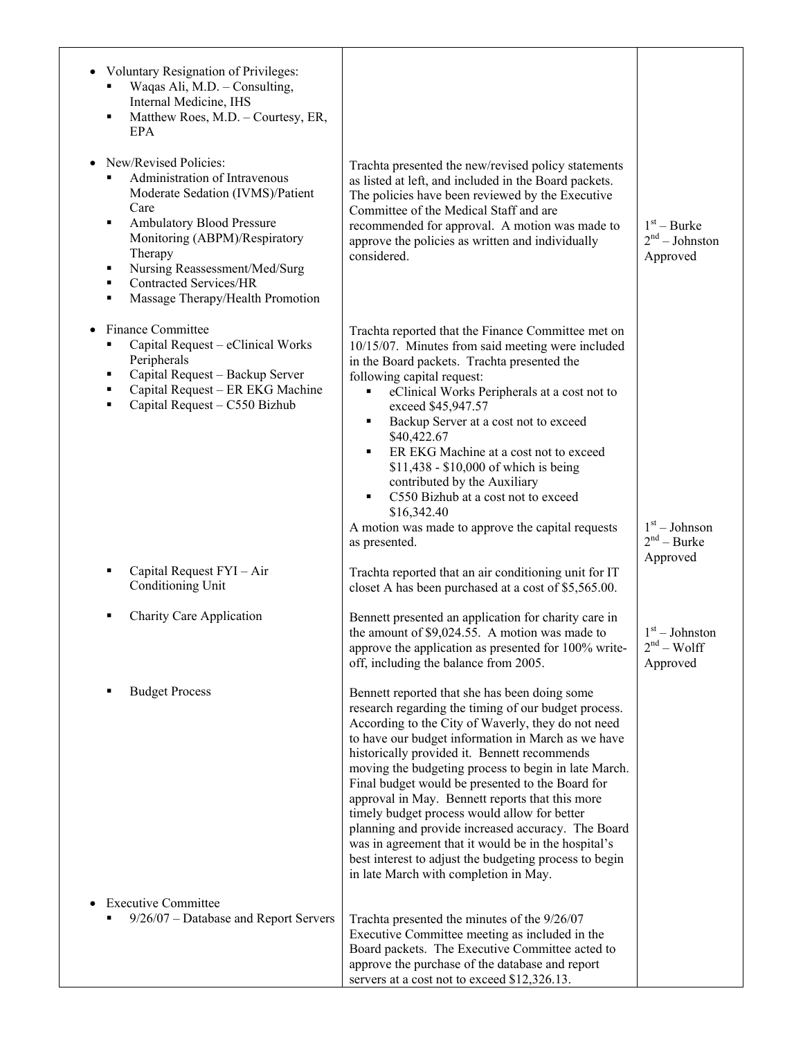| | | |
|---|---|---|
| • Voluntary Resignation of Privileges:<br>▪ Waqas Ali, M.D. – Consulting, Internal Medicine, IHS<br>▪ Matthew Roes, M.D. – Courtesy, ER, EPA | | |
| • New/Revised Policies:<br>▪ Administration of Intravenous Moderate Sedation (IVMS)/Patient Care<br>▪ Ambulatory Blood Pressure Monitoring (ABPM)/Respiratory Therapy<br>▪ Nursing Reassessment/Med/Surg<br>▪ Contracted Services/HR<br>▪ Massage Therapy/Health Promotion | Trachta presented the new/revised policy statements as listed at left, and included in the Board packets. The policies have been reviewed by the Executive Committee of the Medical Staff and are recommended for approval. A motion was made to approve the policies as written and individually considered. | 1st – Burke<br>2nd – Johnston<br>Approved |
| • Finance Committee<br>▪ Capital Request – eClinical Works Peripherals<br>▪ Capital Request – Backup Server<br>▪ Capital Request – ER EKG Machine<br>▪ Capital Request – C550 Bizhub | Trachta reported that the Finance Committee met on 10/15/07. Minutes from said meeting were included in the Board packets. Trachta presented the following capital request:<br>▪ eClinical Works Peripherals at a cost not to exceed $45,947.57<br>▪ Backup Server at a cost not to exceed $40,422.67<br>▪ ER EKG Machine at a cost not to exceed $11,438 - $10,000 of which is being contributed by the Auxiliary<br>▪ C550 Bizhub at a cost not to exceed $16,342.40<br>A motion was made to approve the capital requests as presented. | 1st – Johnson<br>2nd – Burke<br>Approved |
| ▪ Capital Request FYI – Air Conditioning Unit | Trachta reported that an air conditioning unit for IT closet A has been purchased at a cost of $5,565.00. | |
| ▪ Charity Care Application | Bennett presented an application for charity care in the amount of $9,024.55. A motion was made to approve the application as presented for 100% write-off, including the balance from 2005. | 1st – Johnston<br>2nd – Wolff<br>Approved |
| ▪ Budget Process | Bennett reported that she has been doing some research regarding the timing of our budget process. According to the City of Waverly, they do not need to have our budget information in March as we have historically provided it. Bennett recommends moving the budgeting process to begin in late March. Final budget would be presented to the Board for approval in May. Bennett reports that this more timely budget process would allow for better planning and provide increased accuracy. The Board was in agreement that it would be in the hospital's best interest to adjust the budgeting process to begin in late March with completion in May. | |
| • Executive Committee<br>▪ 9/26/07 – Database and Report Servers | Trachta presented the minutes of the 9/26/07 Executive Committee meeting as included in the Board packets. The Executive Committee acted to approve the purchase of the database and report servers at a cost not to exceed $12,326.13. | |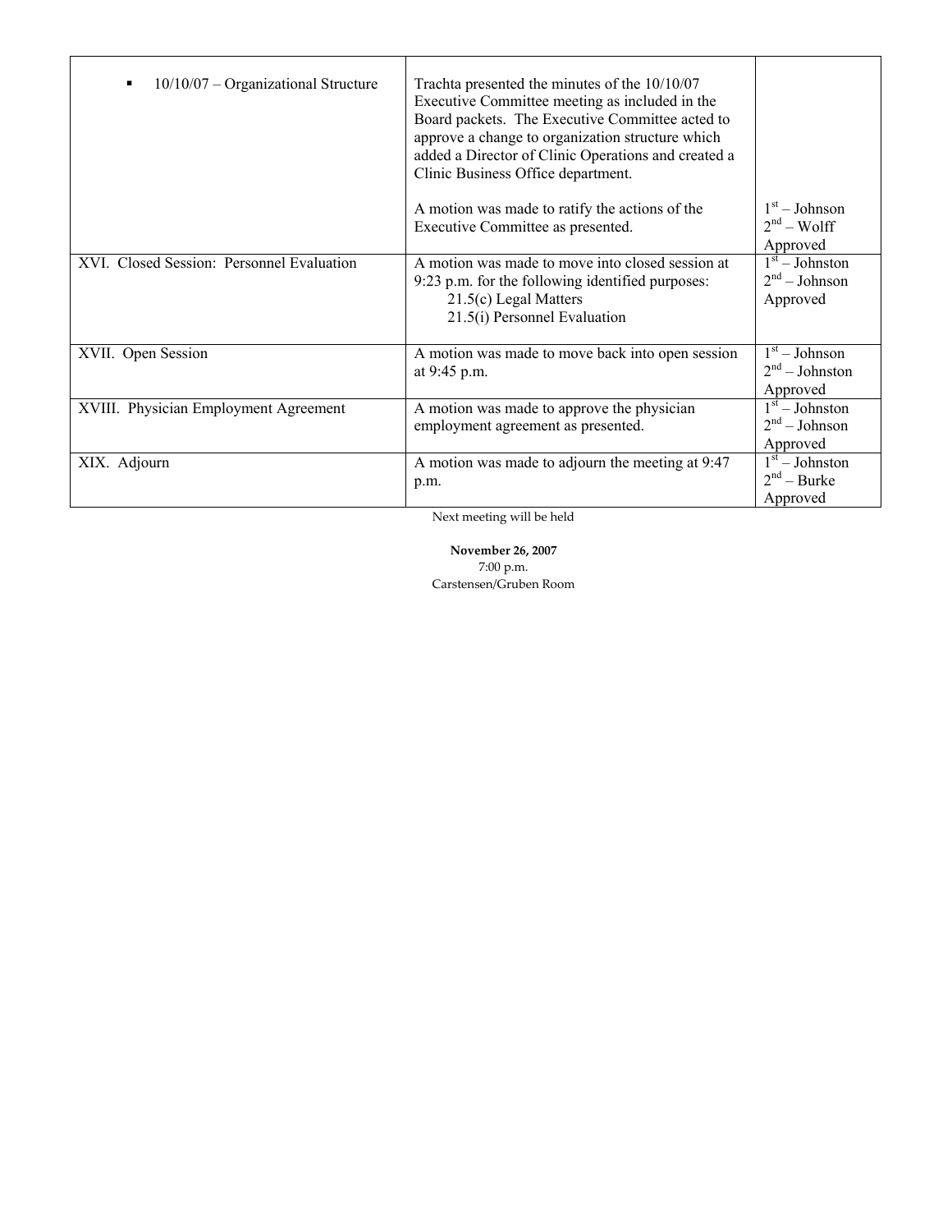| | | |
|---|---|---|
| ▪ 10/10/07 – Organizational Structure | Trachta presented the minutes of the 10/10/07 Executive Committee meeting as included in the Board packets. The Executive Committee acted to approve a change to organization structure which added a Director of Clinic Operations and created a Clinic Business Office department.<br><br>A motion was made to ratify the actions of the Executive Committee as presented. | 1st – Johnson<br>2nd – Wolff<br>Approved |
| XVI. Closed Session: Personnel Evaluation | A motion was made to move into closed session at 9:23 p.m. for the following identified purposes:<br>21.5(c) Legal Matters<br>21.5(i) Personnel Evaluation | 1st – Johnston<br>2nd – Johnson<br>Approved |
| XVII. Open Session | A motion was made to move back into open session at 9:45 p.m. | 1st – Johnson<br>2nd – Johnston<br>Approved |
| XVIII. Physician Employment Agreement | A motion was made to approve the physician employment agreement as presented. | 1st – Johnston<br>2nd – Johnson<br>Approved |
| XIX. Adjourn | A motion was made to adjourn the meeting at 9:47 p.m. | 1st – Johnston<br>2nd – Burke<br>Approved |

Next meeting will be held

**November 26, 2007**
7:00 p.m.
Carstensen/Gruben Room